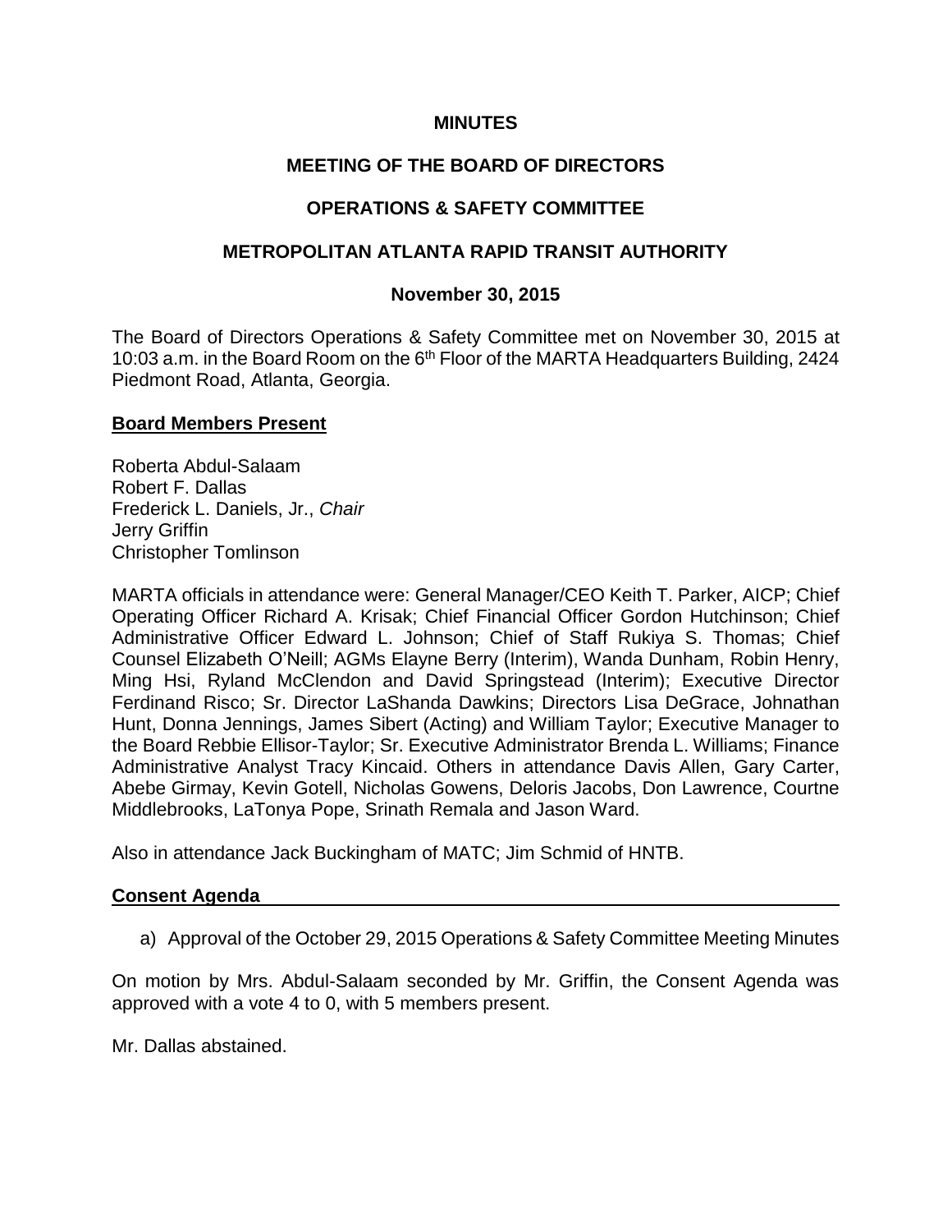**MINUTES**

**MEETING OF THE BOARD OF DIRECTORS**

**OPERATIONS & SAFETY COMMITTEE**

**METROPOLITAN ATLANTA RAPID TRANSIT AUTHORITY**

**November 30, 2015**

The Board of Directors Operations & Safety Committee met on November 30, 2015 at 10:03 a.m. in the Board Room on the 6th Floor of the MARTA Headquarters Building, 2424 Piedmont Road, Atlanta, Georgia.

**Board Members Present**

Roberta Abdul-Salaam
Robert F. Dallas
Frederick L. Daniels, Jr., *Chair*
Jerry Griffin
Christopher Tomlinson

MARTA officials in attendance were: General Manager/CEO Keith T. Parker, AICP; Chief Operating Officer Richard A. Krisak; Chief Financial Officer Gordon Hutchinson; Chief Administrative Officer Edward L. Johnson; Chief of Staff Rukiya S. Thomas; Chief Counsel Elizabeth O'Neill; AGMs Elayne Berry (Interim), Wanda Dunham, Robin Henry, Ming Hsi, Ryland McClendon and David Springstead (Interim); Executive Director Ferdinand Risco; Sr. Director LaShanda Dawkins; Directors Lisa DeGrace, Johnathan Hunt, Donna Jennings, James Sibert (Acting) and William Taylor; Executive Manager to the Board Rebbie Ellisor-Taylor; Sr. Executive Administrator Brenda L. Williams; Finance Administrative Analyst Tracy Kincaid. Others in attendance Davis Allen, Gary Carter, Abebe Girmay, Kevin Gotell, Nicholas Gowens, Deloris Jacobs, Don Lawrence, Courtne Middlebrooks, LaTonya Pope, Srinath Remala and Jason Ward.

Also in attendance Jack Buckingham of MATC; Jim Schmid of HNTB.

**Consent Agenda**

a) Approval of the October 29, 2015 Operations & Safety Committee Meeting Minutes

On motion by Mrs. Abdul-Salaam seconded by Mr. Griffin, the Consent Agenda was approved with a vote 4 to 0, with 5 members present.

Mr. Dallas abstained.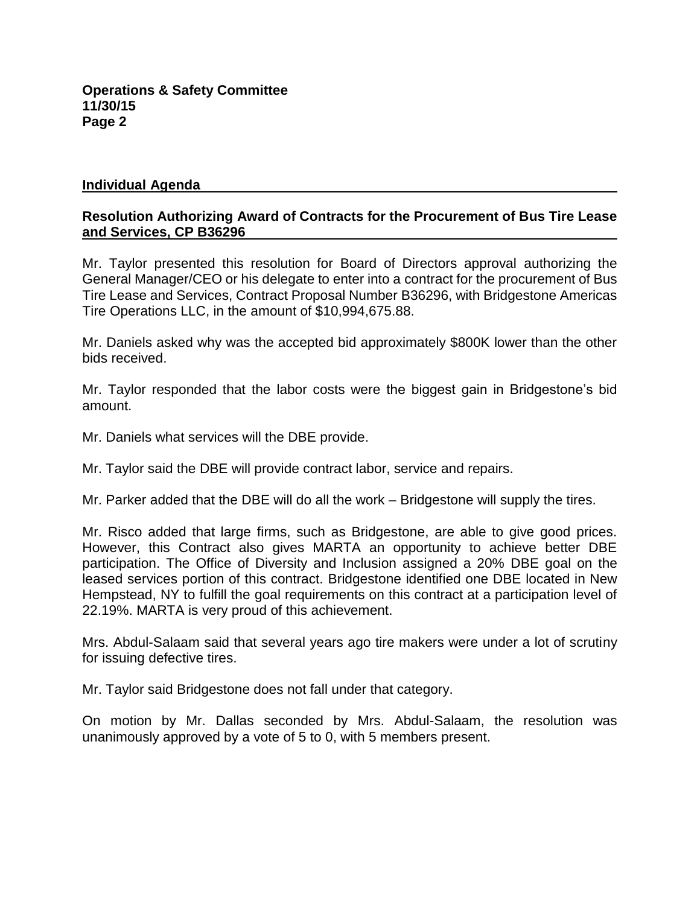## Individual Agenda

### Resolution Authorizing Award of Contracts for the Procurement of Bus Tire Lease and Services, CP B36296

Mr. Taylor presented this resolution for Board of Directors approval authorizing the General Manager/CEO or his delegate to enter into a contract for the procurement of Bus Tire Lease and Services, Contract Proposal Number B36296, with Bridgestone Americas Tire Operations LLC, in the amount of $10,994,675.88.

Mr. Daniels asked why was the accepted bid approximately $800K lower than the other bids received.

Mr. Taylor responded that the labor costs were the biggest gain in Bridgestone's bid amount.

Mr. Daniels what services will the DBE provide.

Mr. Taylor said the DBE will provide contract labor, service and repairs.

Mr. Parker added that the DBE will do all the work – Bridgestone will supply the tires.

Mr. Risco added that large firms, such as Bridgestone, are able to give good prices. However, this Contract also gives MARTA an opportunity to achieve better DBE participation. The Office of Diversity and Inclusion assigned a 20% DBE goal on the leased services portion of this contract. Bridgestone identified one DBE located in New Hempstead, NY to fulfill the goal requirements on this contract at a participation level of 22.19%. MARTA is very proud of this achievement.

Mrs. Abdul-Salaam said that several years ago tire makers were under a lot of scrutiny for issuing defective tires.

Mr. Taylor said Bridgestone does not fall under that category.

On motion by Mr. Dallas seconded by Mrs. Abdul-Salaam, the resolution was unanimously approved by a vote of 5 to 0, with 5 members present.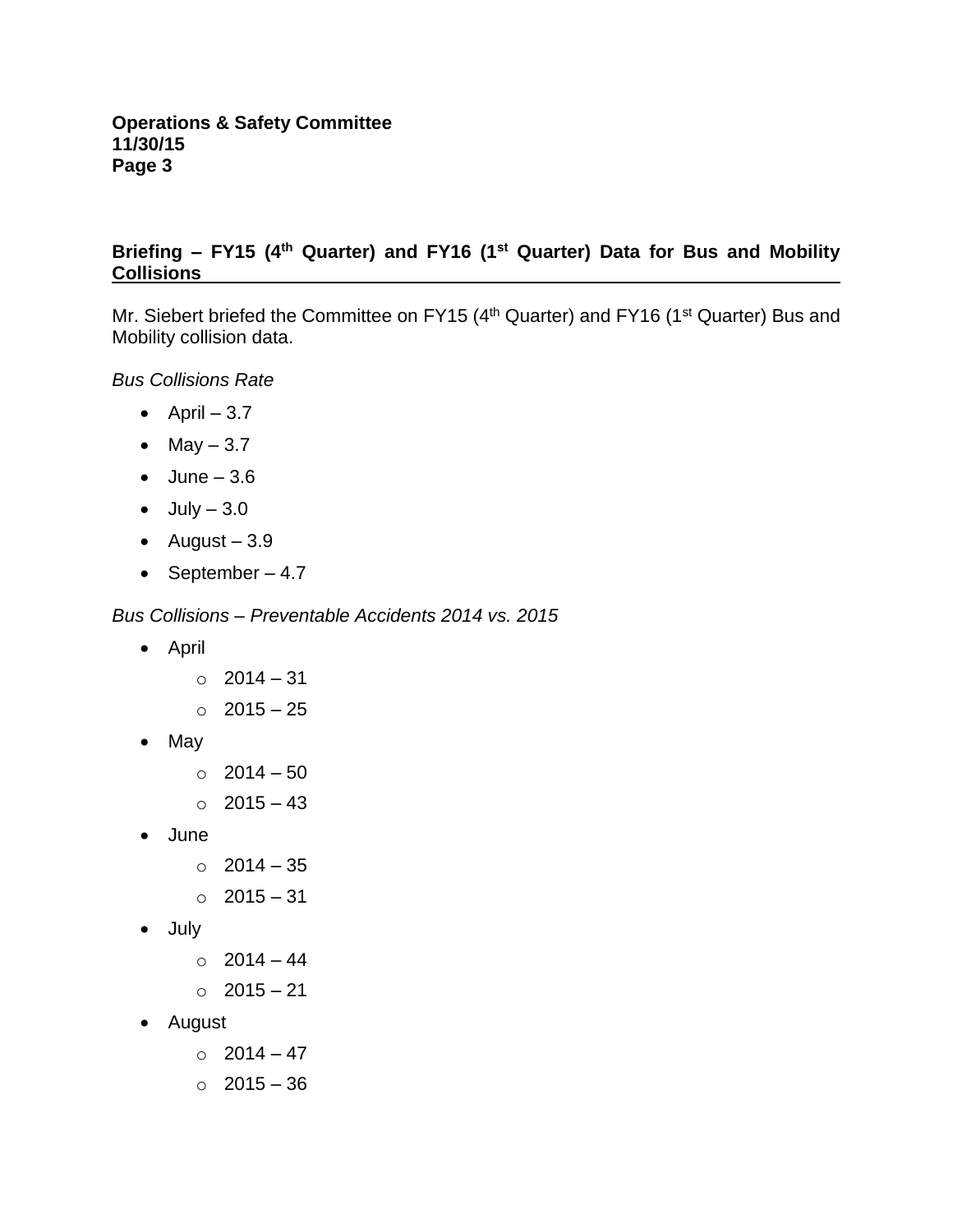## Briefing – FY15 (4th Quarter) and FY16 (1st Quarter) Data for Bus and Mobility Collisions

Mr. Siebert briefed the Committee on FY15 (4th Quarter) and FY16 (1st Quarter) Bus and Mobility collision data.

*Bus Collisions Rate*

- April – 3.7
- May – 3.7
- June – 3.6
- July – 3.0
- August – 3.9
- September – 4.7

*Bus Collisions – Preventable Accidents 2014 vs. 2015*

- April
  - 2014 – 31
  - 2015 – 25
- May
  - 2014 – 50
  - 2015 – 43
- June
  - 2014 – 35
  - 2015 – 31
- July
  - 2014 – 44
  - 2015 – 21
- August
  - 2014 – 47
  - 2015 – 36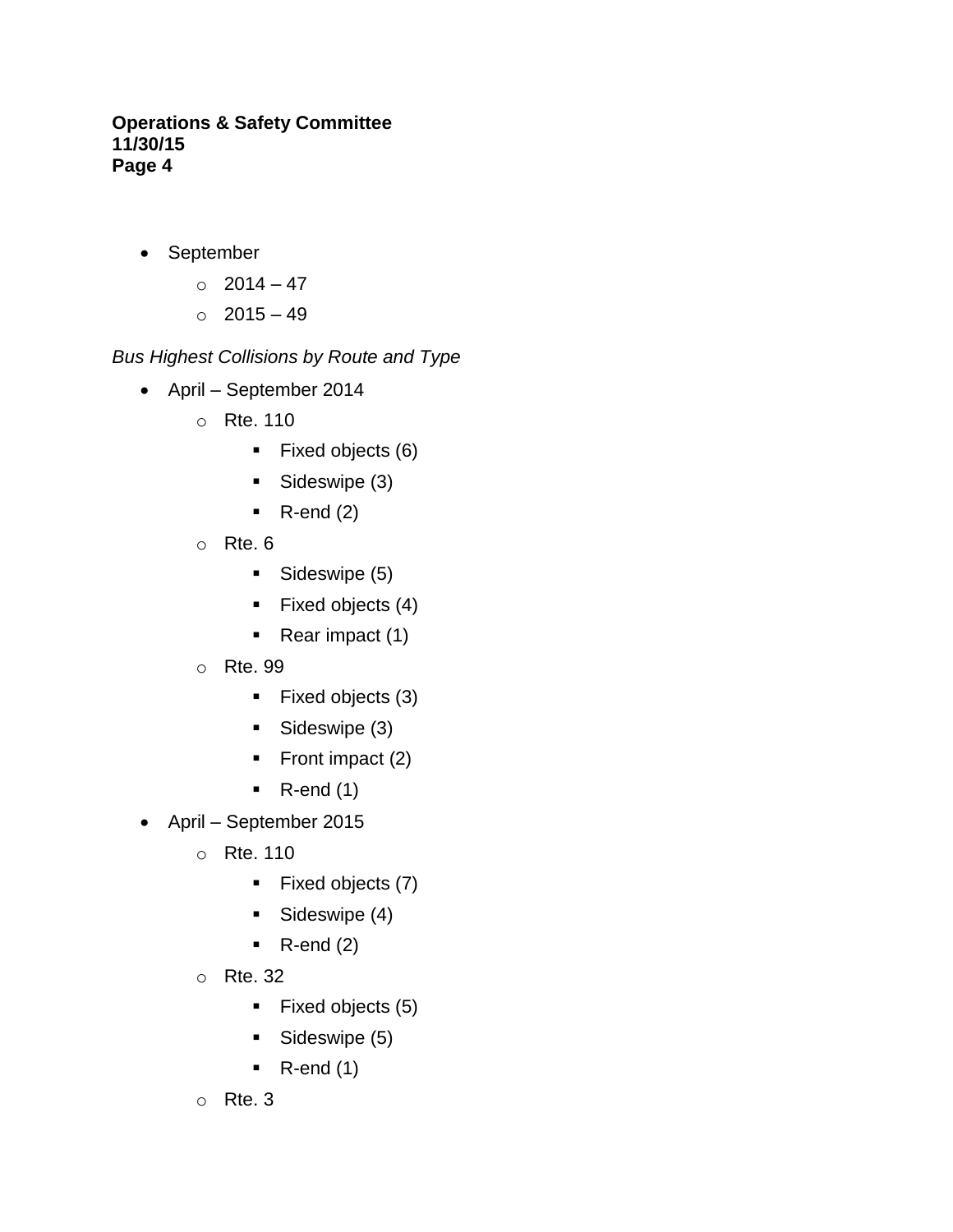- September
  - 2014 – 47
  - 2015 – 49

*Bus Highest Collisions by Route and Type*

- April – September 2014
  - Rte. 110
    - Fixed objects (6)
    - Sideswipe (3)
    - R-end (2)
  - Rte. 6
    - Sideswipe (5)
    - Fixed objects (4)
    - Rear impact (1)
  - Rte. 99
    - Fixed objects (3)
    - Sideswipe (3)
    - Front impact (2)
    - R-end (1)
- April – September 2015
  - Rte. 110
    - Fixed objects (7)
    - Sideswipe (4)
    - R-end (2)
  - Rte. 32
    - Fixed objects (5)
    - Sideswipe (5)
    - R-end (1)
  - Rte. 3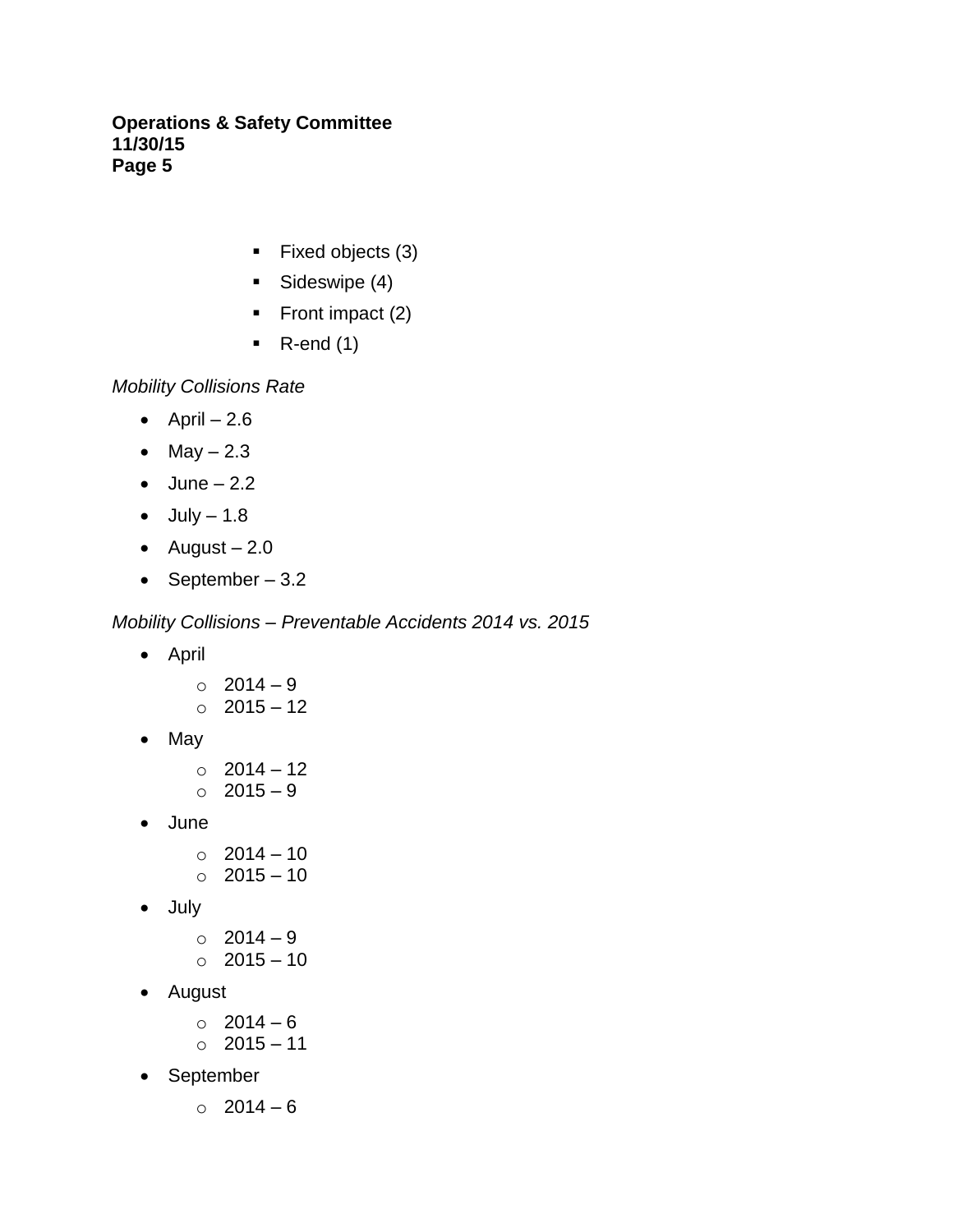- Fixed objects (3)
      - Sideswipe (4)
      - Front impact (2)
      - R-end (1)

*Mobility Collisions Rate*

- April – 2.6
- May – 2.3
- June – 2.2
- July – 1.8
- August – 2.0
- September – 3.2

*Mobility Collisions – Preventable Accidents 2014 vs. 2015*

- April
    - 2014 – 9
    - 2015 – 12
- May
    - 2014 – 12
    - 2015 – 9
- June
    - 2014 – 10
    - 2015 – 10
- July
    - 2014 – 9
    - 2015 – 10
- August
    - 2014 – 6
    - 2015 – 11
- September
    - 2014 – 6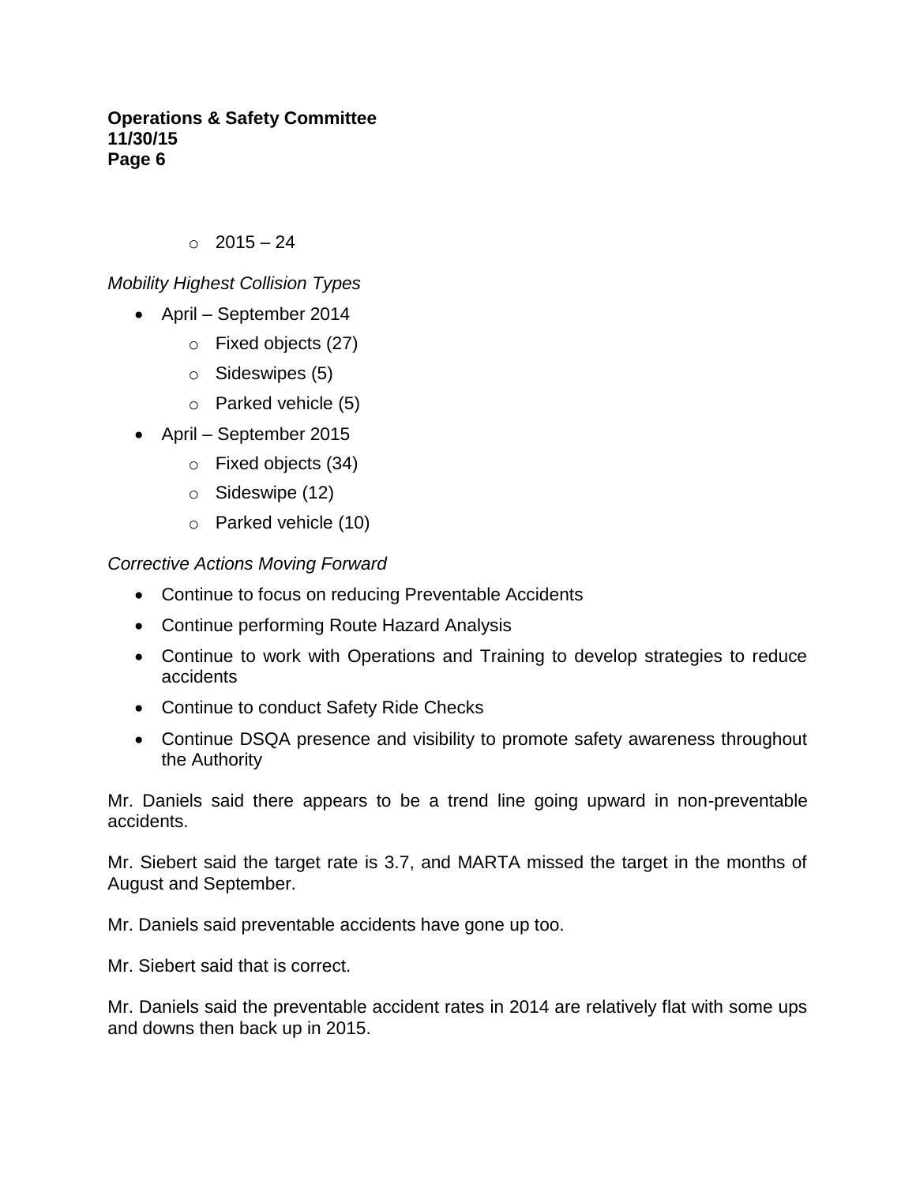- 2015 – 24

*Mobility Highest Collision Types*

- April – September 2014
    - Fixed objects (27)
    - Sideswipes (5)
    - Parked vehicle (5)
- April – September 2015
    - Fixed objects (34)
    - Sideswipe (12)
    - Parked vehicle (10)

*Corrective Actions Moving Forward*

- Continue to focus on reducing Preventable Accidents
- Continue performing Route Hazard Analysis
- Continue to work with Operations and Training to develop strategies to reduce accidents
- Continue to conduct Safety Ride Checks
- Continue DSQA presence and visibility to promote safety awareness throughout the Authority

Mr. Daniels said there appears to be a trend line going upward in non-preventable accidents.

Mr. Siebert said the target rate is 3.7, and MARTA missed the target in the months of August and September.

Mr. Daniels said preventable accidents have gone up too.

Mr. Siebert said that is correct.

Mr. Daniels said the preventable accident rates in 2014 are relatively flat with some ups and downs then back up in 2015.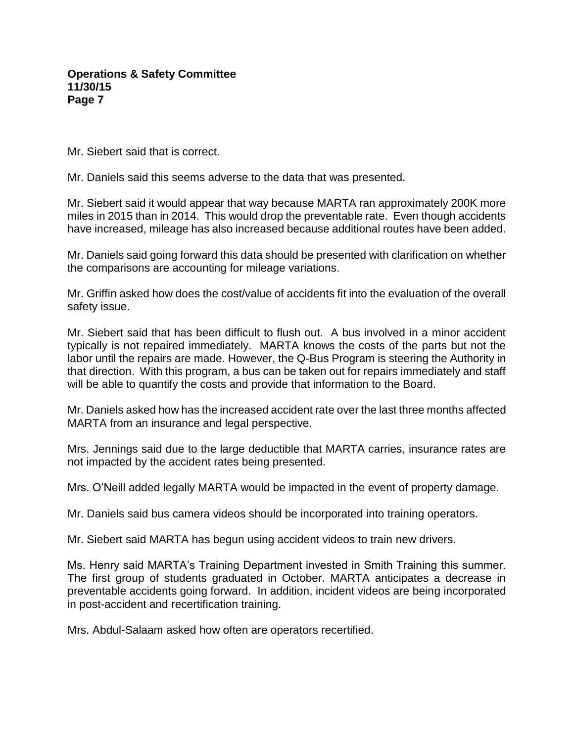Mr. Siebert said that is correct.

Mr. Daniels said this seems adverse to the data that was presented.

Mr. Siebert said it would appear that way because MARTA ran approximately 200K more miles in 2015 than in 2014. This would drop the preventable rate. Even though accidents have increased, mileage has also increased because additional routes have been added.

Mr. Daniels said going forward this data should be presented with clarification on whether the comparisons are accounting for mileage variations.

Mr. Griffin asked how does the cost/value of accidents fit into the evaluation of the overall safety issue.

Mr. Siebert said that has been difficult to flush out. A bus involved in a minor accident typically is not repaired immediately. MARTA knows the costs of the parts but not the labor until the repairs are made. However, the Q-Bus Program is steering the Authority in that direction. With this program, a bus can be taken out for repairs immediately and staff will be able to quantify the costs and provide that information to the Board.

Mr. Daniels asked how has the increased accident rate over the last three months affected MARTA from an insurance and legal perspective.

Mrs. Jennings said due to the large deductible that MARTA carries, insurance rates are not impacted by the accident rates being presented.

Mrs. O'Neill added legally MARTA would be impacted in the event of property damage.

Mr. Daniels said bus camera videos should be incorporated into training operators.

Mr. Siebert said MARTA has begun using accident videos to train new drivers.

Ms. Henry said MARTA's Training Department invested in Smith Training this summer. The first group of students graduated in October. MARTA anticipates a decrease in preventable accidents going forward. In addition, incident videos are being incorporated in post-accident and recertification training.

Mrs. Abdul-Salaam asked how often are operators recertified.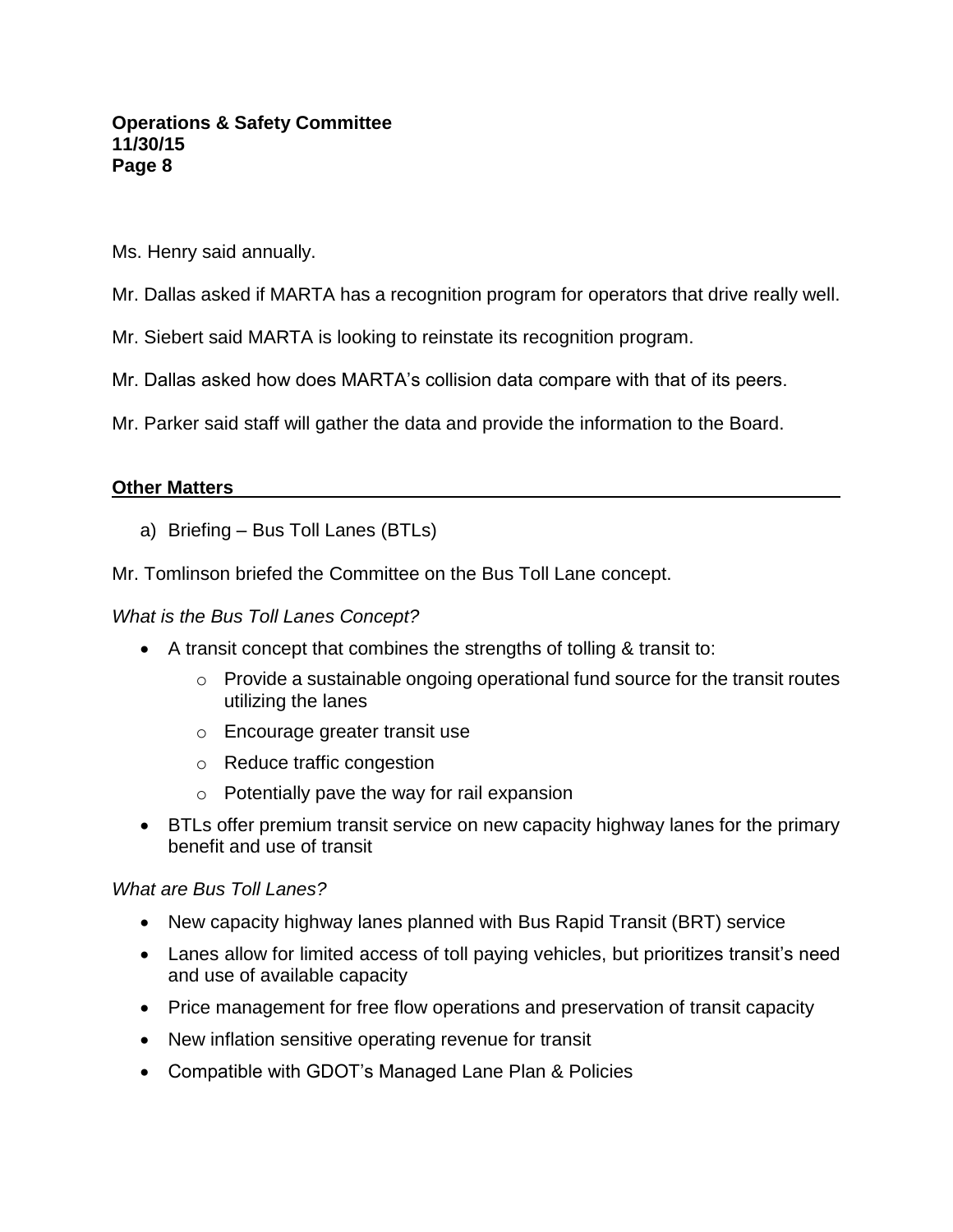Ms. Henry said annually.

Mr. Dallas asked if MARTA has a recognition program for operators that drive really well.

Mr. Siebert said MARTA is looking to reinstate its recognition program.

Mr. Dallas asked how does MARTA's collision data compare with that of its peers.

Mr. Parker said staff will gather the data and provide the information to the Board.

## Other Matters

a) Briefing – Bus Toll Lanes (BTLs)

Mr. Tomlinson briefed the Committee on the Bus Toll Lane concept.

*What is the Bus Toll Lanes Concept?*

- A transit concept that combines the strengths of tolling & transit to:
  - Provide a sustainable ongoing operational fund source for the transit routes utilizing the lanes
  - Encourage greater transit use
  - Reduce traffic congestion
  - Potentially pave the way for rail expansion
- BTLs offer premium transit service on new capacity highway lanes for the primary benefit and use of transit

*What are Bus Toll Lanes?*

- New capacity highway lanes planned with Bus Rapid Transit (BRT) service
- Lanes allow for limited access of toll paying vehicles, but prioritizes transit's need and use of available capacity
- Price management for free flow operations and preservation of transit capacity
- New inflation sensitive operating revenue for transit
- Compatible with GDOT's Managed Lane Plan & Policies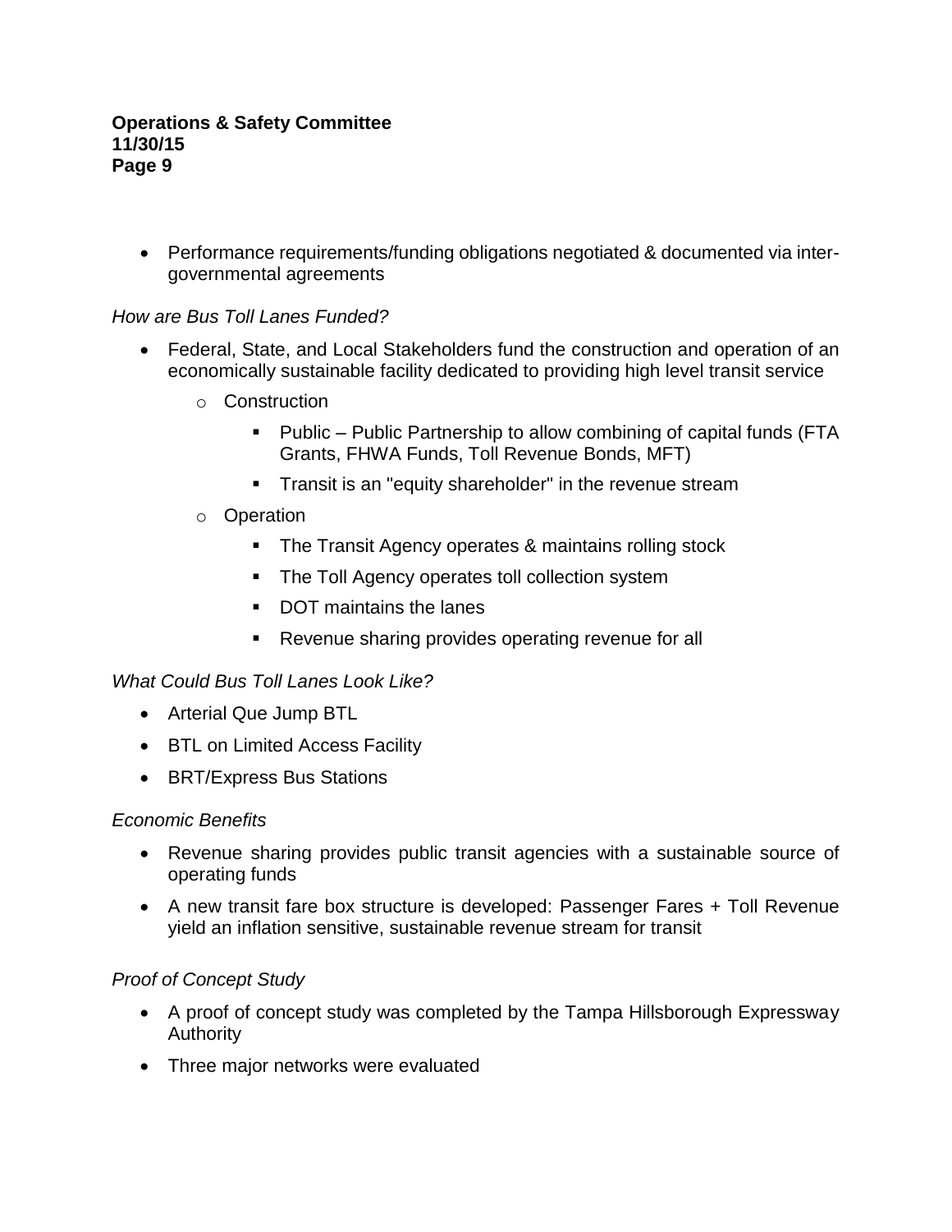- Performance requirements/funding obligations negotiated & documented via inter-governmental agreements

*How are Bus Toll Lanes Funded?*

- Federal, State, and Local Stakeholders fund the construction and operation of an economically sustainable facility dedicated to providing high level transit service
  - Construction
    - Public – Public Partnership to allow combining of capital funds (FTA Grants, FHWA Funds, Toll Revenue Bonds, MFT)
    - Transit is an "equity shareholder" in the revenue stream
  - Operation
    - The Transit Agency operates & maintains rolling stock
    - The Toll Agency operates toll collection system
    - DOT maintains the lanes
    - Revenue sharing provides operating revenue for all

*What Could Bus Toll Lanes Look Like?*

- Arterial Que Jump BTL
- BTL on Limited Access Facility
- BRT/Express Bus Stations

*Economic Benefits*

- Revenue sharing provides public transit agencies with a sustainable source of operating funds
- A new transit fare box structure is developed: Passenger Fares + Toll Revenue yield an inflation sensitive, sustainable revenue stream for transit

*Proof of Concept Study*

- A proof of concept study was completed by the Tampa Hillsborough Expressway Authority
- Three major networks were evaluated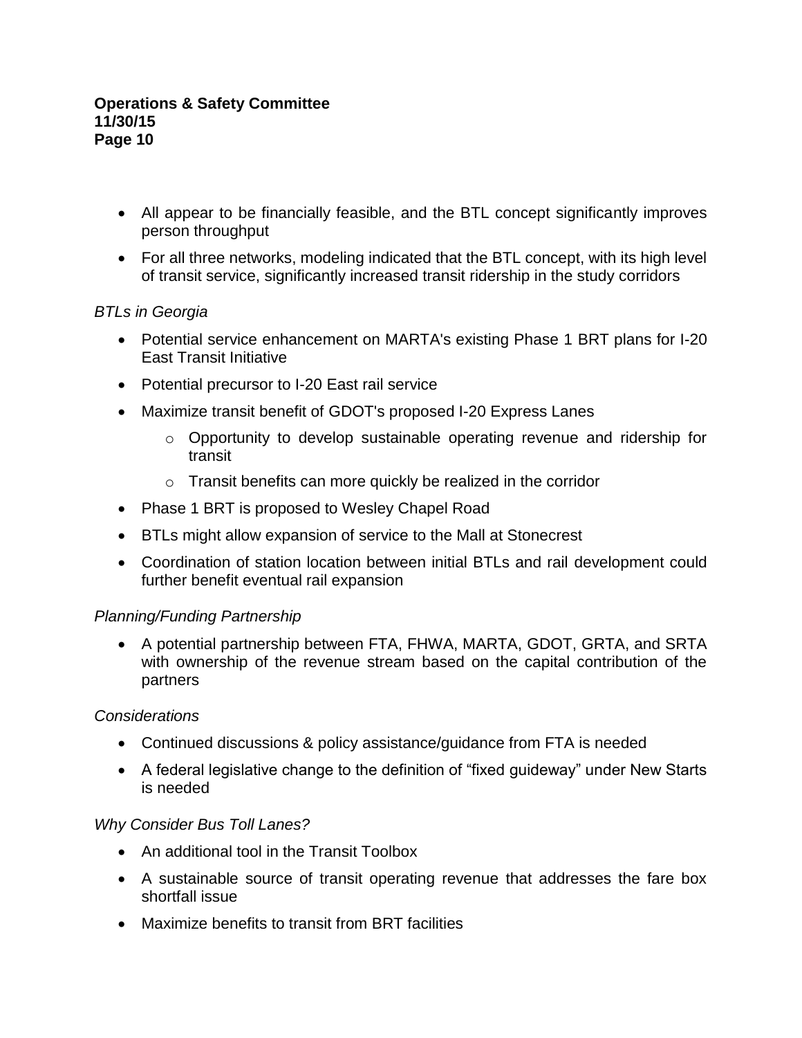- All appear to be financially feasible, and the BTL concept significantly improves person throughput
- For all three networks, modeling indicated that the BTL concept, with its high level of transit service, significantly increased transit ridership in the study corridors

*BTLs in Georgia*

- Potential service enhancement on MARTA's existing Phase 1 BRT plans for I-20 East Transit Initiative
- Potential precursor to I-20 East rail service
- Maximize transit benefit of GDOT's proposed I-20 Express Lanes
    - Opportunity to develop sustainable operating revenue and ridership for transit
    - Transit benefits can more quickly be realized in the corridor
- Phase 1 BRT is proposed to Wesley Chapel Road
- BTLs might allow expansion of service to the Mall at Stonecrest
- Coordination of station location between initial BTLs and rail development could further benefit eventual rail expansion

*Planning/Funding Partnership*

- A potential partnership between FTA, FHWA, MARTA, GDOT, GRTA, and SRTA with ownership of the revenue stream based on the capital contribution of the partners

*Considerations*

- Continued discussions & policy assistance/guidance from FTA is needed
- A federal legislative change to the definition of “fixed guideway” under New Starts is needed

*Why Consider Bus Toll Lanes?*

- An additional tool in the Transit Toolbox
- A sustainable source of transit operating revenue that addresses the fare box shortfall issue
- Maximize benefits to transit from BRT facilities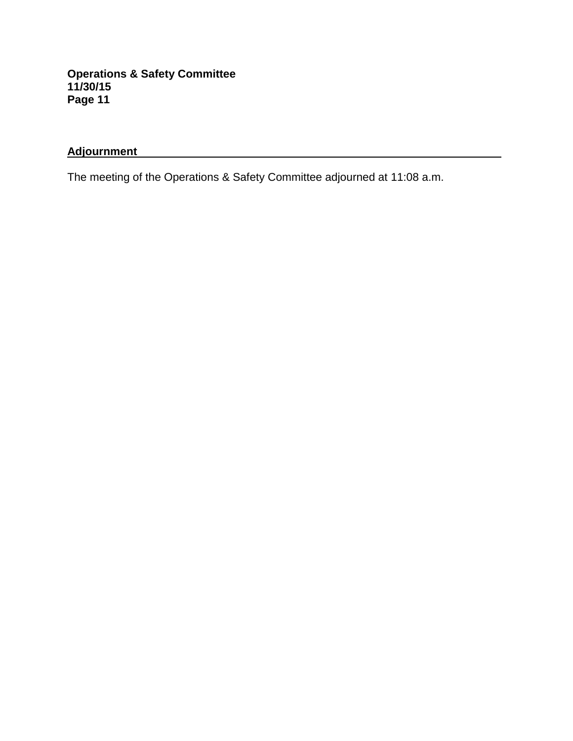**Adjournment**

The meeting of the Operations & Safety Committee adjourned at 11:08 a.m.